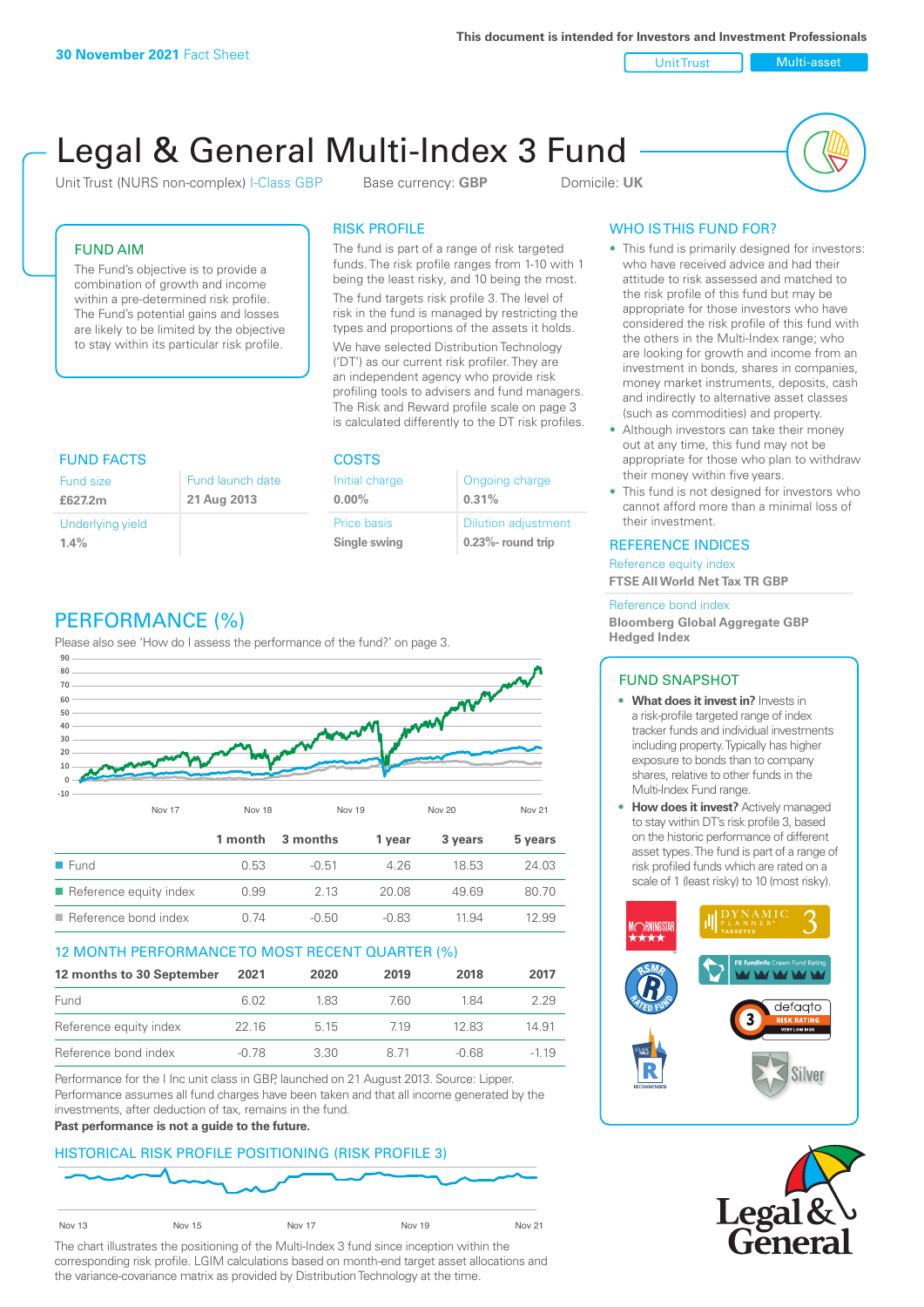**30 November 2021** Fact Sheet

This document is intended for Investors and Investment Professionals

Unit Trust | Multi-asset

# Legal & General Multi-Index 3 Fund

Unit Trust (NURS non-complex) I-Class GBP    Base currency: **GBP**    Domicile: **UK**

## FUND AIM

The Fund's objective is to provide a combination of growth and income within a pre-determined risk profile. The Fund's potential gains and losses are likely to be limited by the objective to stay within its particular risk profile.

## RISK PROFILE

The fund is part of a range of risk targeted funds. The risk profile ranges from 1-10 with 1 being the least risky, and 10 being the most.

The fund targets risk profile 3. The level of risk in the fund is managed by restricting the types and proportions of the assets it holds.

We have selected Distribution Technology ('DT') as our current risk profiler. They are an independent agency who provide risk profiling tools to advisers and fund managers. The Risk and Reward profile scale on page 3 is calculated differently to the DT risk profiles.

## WHO IS THIS FUND FOR?

- This fund is primarily designed for investors: who have received advice and had their attitude to risk assessed and matched to the risk profile of this fund but may be appropriate for those investors who have considered the risk profile of this fund with the others in the Multi-Index range; who are looking for growth and income from an investment in bonds, shares in companies, money market instruments, deposits, cash and indirectly to alternative asset classes (such as commodities) and property.
- Although investors can take their money out at any time, this fund may not be appropriate for those who plan to withdraw their money within five years.
- This fund is not designed for investors who cannot afford more than a minimal loss of their investment.

## FUND FACTS

| Fund size | Fund launch date |
|---|---|
| **£627.2m** | **21 Aug 2013** |
| Underlying yield | |
| **1.4%** | |

## COSTS

| Initial charge | Ongoing charge |
|---|---|
| **0.00%** | **0.31%** |
| Price basis | Dilution adjustment |
| **Single swing** | **0.23%- round trip** |

## REFERENCE INDICES

Reference equity index
**FTSE All World Net Tax TR GBP**

Reference bond index
**Bloomberg Global Aggregate GBP Hedged Index**

## PERFORMANCE (%)

Please also see 'How do I assess the performance of the fund?' on page 3.

| | 1 month | 3 months | 1 year | 3 years | 5 years |
|---|---|---|---|---|---|
| Fund | 0.53 | -0.51 | 4.26 | 18.53 | 24.03 |
| Reference equity index | 0.99 | 2.13 | 20.08 | 49.69 | 80.70 |
| Reference bond index | 0.74 | -0.50 | -0.83 | 11.94 | 12.99 |

## 12 MONTH PERFORMANCE TO MOST RECENT QUARTER (%)

| 12 months to 30 September | 2021 | 2020 | 2019 | 2018 | 2017 |
|---|---|---|---|---|---|
| Fund | 6.02 | 1.83 | 7.60 | 1.84 | 2.29 |
| Reference equity index | 22.16 | 5.15 | 7.19 | 12.83 | 14.91 |
| Reference bond index | -0.78 | 3.30 | 8.71 | -0.68 | -1.19 |

Performance for the I Inc unit class in GBP, launched on 21 August 2013. Source: Lipper. Performance assumes all fund charges have been taken and that all income generated by the investments, after deduction of tax, remains in the fund.
**Past performance is not a guide to the future.**

## HISTORICAL RISK PROFILE POSITIONING (RISK PROFILE 3)

The chart illustrates the positioning of the Multi-Index 3 fund since inception within the corresponding risk profile. LGIM calculations based on month-end target asset allocations and the variance-covariance matrix as provided by Distribution Technology at the time.

## FUND SNAPSHOT

- **What does it invest in?** Invests in a risk-profile targeted range of index tracker funds and individual investments including property. Typically has higher exposure to bonds than to company shares, relative to other funds in the Multi-Index Fund range.
- **How does it invest?** Actively managed to stay within DT's risk profile 3, based on the historic performance of different asset types. The fund is part of a range of risk profiled funds which are rated on a scale of 1 (least risky) to 10 (most risky).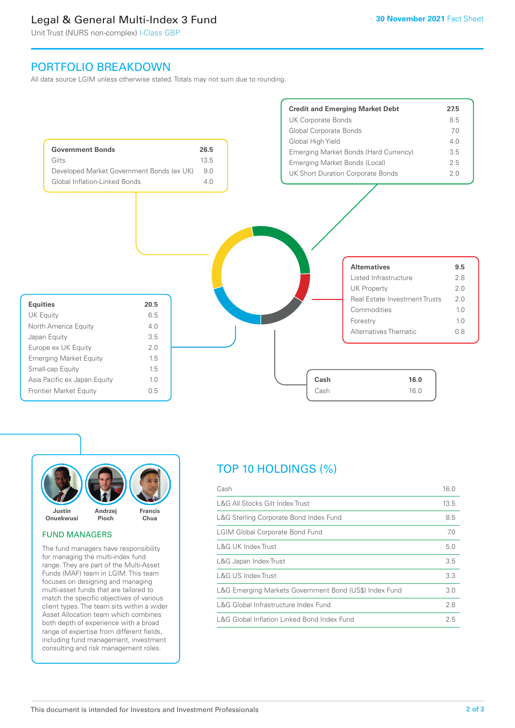## PORTFOLIO BREAKDOWN

All data source LGIM unless otherwise stated. Totals may not sum due to rounding.

| Government Bonds | 26.5 |
|---|---|
| Gilts | 13.5 |
| Developed Market Government Bonds (ex UK) | 9.0 |
| Global Inflation-Linked Bonds | 4.0 |

| Credit and Emerging Market Debt | 27.5 |
|---|---|
| UK Corporate Bonds | 8.5 |
| Global Corporate Bonds | 7.0 |
| Global High Yield | 4.0 |
| Emerging Market Bonds (Hard Currency) | 3.5 |
| Emerging Market Bonds (Local) | 2.5 |
| UK Short Duration Corporate Bonds | 2.0 |

| Alternatives | 9.5 |
|---|---|
| Listed Infrastructure | 2.8 |
| UK Property | 2.0 |
| Real Estate Investment Trusts | 2.0 |
| Commodities | 1.0 |
| Forestry | 1.0 |
| Alternatives Thematic | 0.8 |

| Equities | 20.5 |
|---|---|
| UK Equity | 6.5 |
| North America Equity | 4.0 |
| Japan Equity | 3.5 |
| Europe ex UK Equity | 2.0 |
| Emerging Market Equity | 1.5 |
| Small-cap Equity | 1.5 |
| Asia Pacific ex Japan Equity | 1.0 |
| Frontier Market Equity | 0.5 |

| Cash | 16.0 |
|---|---|
| Cash | 16.0 |

Justin Onuekwusi, Andrzej Pioch, Francis Chua

### FUND MANAGERS

The fund managers have responsibility for managing the multi-index fund range. They are part of the Multi-Asset Funds (MAF) team in LGIM. This team focuses on designing and managing multi-asset funds that are tailored to match the specific objectives of various client types. The team sits within a wider Asset Allocation team which combines both depth of experience with a broad range of expertise from different fields, including fund management, investment consulting and risk management roles.

## TOP 10 HOLDINGS (%)

| Holding | % |
|---|---|
| Cash | 16.0 |
| L&G All Stocks Gilt Index Trust | 13.5 |
| L&G Sterling Corporate Bond Index Fund | 8.5 |
| LGIM Global Corporate Bond Fund | 7.0 |
| L&G UK Index Trust | 5.0 |
| L&G Japan Index Trust | 3.5 |
| L&G US Index Trust | 3.3 |
| L&G Emerging Markets Government Bond (US$) Index Fund | 3.0 |
| L&G Global Infrastructure Index Fund | 2.8 |
| L&G Global Inflation Linked Bond Index Fund | 2.5 |

This document is intended for Investors and Investment Professionals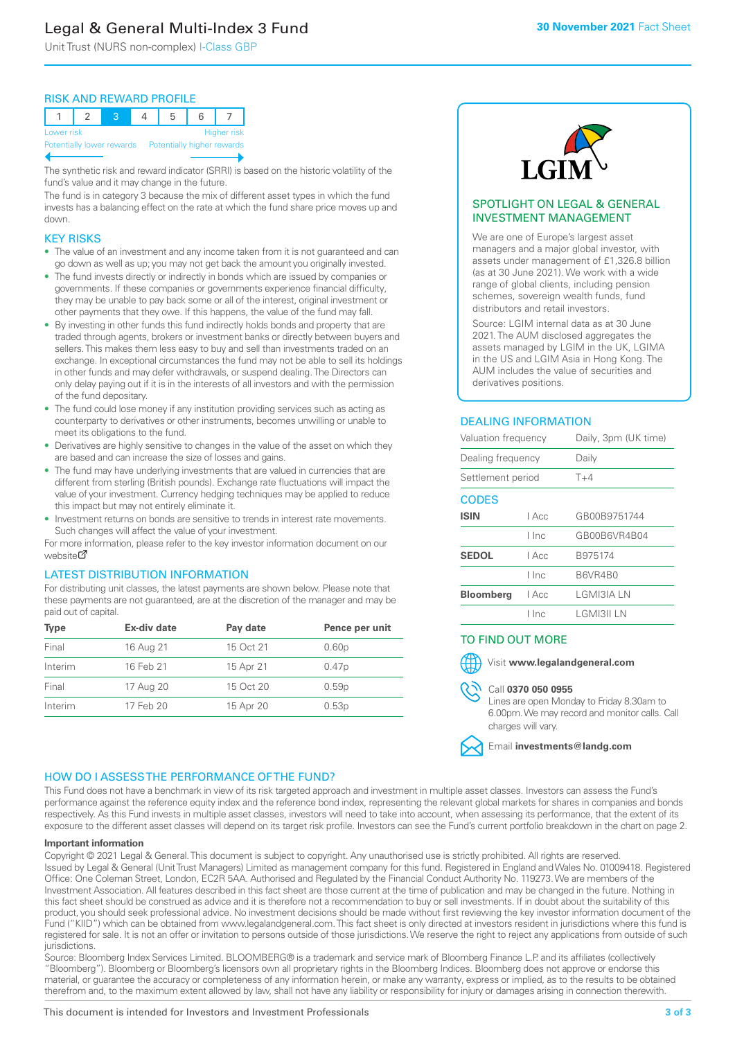# Legal & General Multi-Index 3 Fund

Unit Trust (NURS non-complex) I-Class GBP

**30 November 2021** Fact Sheet

## RISK AND REWARD PROFILE

| 1 | 2 | 3 | 4 | 5 | 6 | 7 |
|---|---|---|---|---|---|---|

Lower risk — Higher risk

Potentially lower rewards — Potentially higher rewards

The synthetic risk and reward indicator (SRRI) is based on the historic volatility of the fund's value and it may change in the future.

The fund is in category 3 because the mix of different asset types in which the fund invests has a balancing effect on the rate at which the fund share price moves up and down.

## KEY RISKS

- The value of an investment and any income taken from it is not guaranteed and can go down as well as up; you may not get back the amount you originally invested.
- The fund invests directly or indirectly in bonds which are issued by companies or governments. If these companies or governments experience financial difficulty, they may be unable to pay back some or all of the interest, original investment or other payments that they owe. If this happens, the value of the fund may fall.
- By investing in other funds this fund indirectly holds bonds and property that are traded through agents, brokers or investment banks or directly between buyers and sellers. This makes them less easy to buy and sell than investments traded on an exchange. In exceptional circumstances the fund may not be able to sell its holdings in other funds and may defer withdrawals, or suspend dealing. The Directors can only delay paying out if it is in the interests of all investors and with the permission of the fund depositary.
- The fund could lose money if any institution providing services such as acting as counterparty to derivatives or other instruments, becomes unwilling or unable to meet its obligations to the fund.
- Derivatives are highly sensitive to changes in the value of the asset on which they are based and can increase the size of losses and gains.
- The fund may have underlying investments that are valued in currencies that are different from sterling (British pounds). Exchange rate fluctuations will impact the value of your investment. Currency hedging techniques may be applied to reduce this impact but may not entirely eliminate it.
- Investment returns on bonds are sensitive to trends in interest rate movements. Such changes will affect the value of your investment.

For more information, please refer to the key investor information document on our website

## LATEST DISTRIBUTION INFORMATION

For distributing unit classes, the latest payments are shown below. Please note that these payments are not guaranteed, are at the discretion of the manager and may be paid out of capital.

| Type | Ex-div date | Pay date | Pence per unit |
|---|---|---|---|
| Final | 16 Aug 21 | 15 Oct 21 | 0.60p |
| Interim | 16 Feb 21 | 15 Apr 21 | 0.47p |
| Final | 17 Aug 20 | 15 Oct 20 | 0.59p |
| Interim | 17 Feb 20 | 15 Apr 20 | 0.53p |

## SPOTLIGHT ON LEGAL & GENERAL INVESTMENT MANAGEMENT

We are one of Europe's largest asset managers and a major global investor, with assets under management of £1,326.8 billion (as at 30 June 2021). We work with a wide range of global clients, including pension schemes, sovereign wealth funds, fund distributors and retail investors.

Source: LGIM internal data as at 30 June 2021. The AUM disclosed aggregates the assets managed by LGIM in the UK, LGIMA in the US and LGIM Asia in Hong Kong. The AUM includes the value of securities and derivatives positions.

## DEALING INFORMATION

| | |
|---|---|
| Valuation frequency | Daily, 3pm (UK time) |
| Dealing frequency | Daily |
| Settlement period | T+4 |

## CODES

| | | |
|---|---|---|
| **ISIN** | I Acc | GB00B9751744 |
| | I Inc | GB00B6VR4B04 |
| **SEDOL** | I Acc | B975174 |
| | I Inc | B6VR4B0 |
| **Bloomberg** | I Acc | LGMI3IA LN |
| | I Inc | LGMI3II LN |

## TO FIND OUT MORE

Visit **www.legalandgeneral.com**

Call **0370 050 0955**
Lines are open Monday to Friday 8.30am to 6.00pm. We may record and monitor calls. Call charges will vary.

Email **investments@landg.com**

## HOW DO I ASSESS THE PERFORMANCE OF THE FUND?

This Fund does not have a benchmark in view of its risk targeted approach and investment in multiple asset classes. Investors can assess the Fund's performance against the reference equity index and the reference bond index, representing the relevant global markets for shares in companies and bonds respectively. As this Fund invests in multiple asset classes, investors will need to take into account, when assessing its performance, that the extent of its exposure to the different asset classes will depend on its target risk profile. Investors can see the Fund's current portfolio breakdown in the chart on page 2.

**Important information**

Copyright © 2021 Legal & General. This document is subject to copyright. Any unauthorised use is strictly prohibited. All rights are reserved.

Issued by Legal & General (Unit Trust Managers) Limited as management company for this fund. Registered in England and Wales No. 01009418. Registered Office: One Coleman Street, London, EC2R 5AA. Authorised and Regulated by the Financial Conduct Authority No. 119273. We are members of the Investment Association. All features described in this fact sheet are those current at the time of publication and may be changed in the future. Nothing in this fact sheet should be construed as advice and it is therefore not a recommendation to buy or sell investments. If in doubt about the suitability of this product, you should seek professional advice. No investment decisions should be made without first reviewing the key investor information document of the Fund ("KIID") which can be obtained from www.legalandgeneral.com. This fact sheet is only directed at investors resident in jurisdictions where this fund is registered for sale. It is not an offer or invitation to persons outside of those jurisdictions. We reserve the right to reject any applications from outside of such jurisdictions.

Source: Bloomberg Index Services Limited. BLOOMBERG® is a trademark and service mark of Bloomberg Finance L.P. and its affiliates (collectively "Bloomberg"). Bloomberg or Bloomberg's licensors own all proprietary rights in the Bloomberg Indices. Bloomberg does not approve or endorse this material, or guarantee the accuracy or completeness of any information herein, or make any warranty, express or implied, as to the results to be obtained therefrom and, to the maximum extent allowed by law, shall not have any liability or responsibility for injury or damages arising in connection therewith.

This document is intended for Investors and Investment Professionals